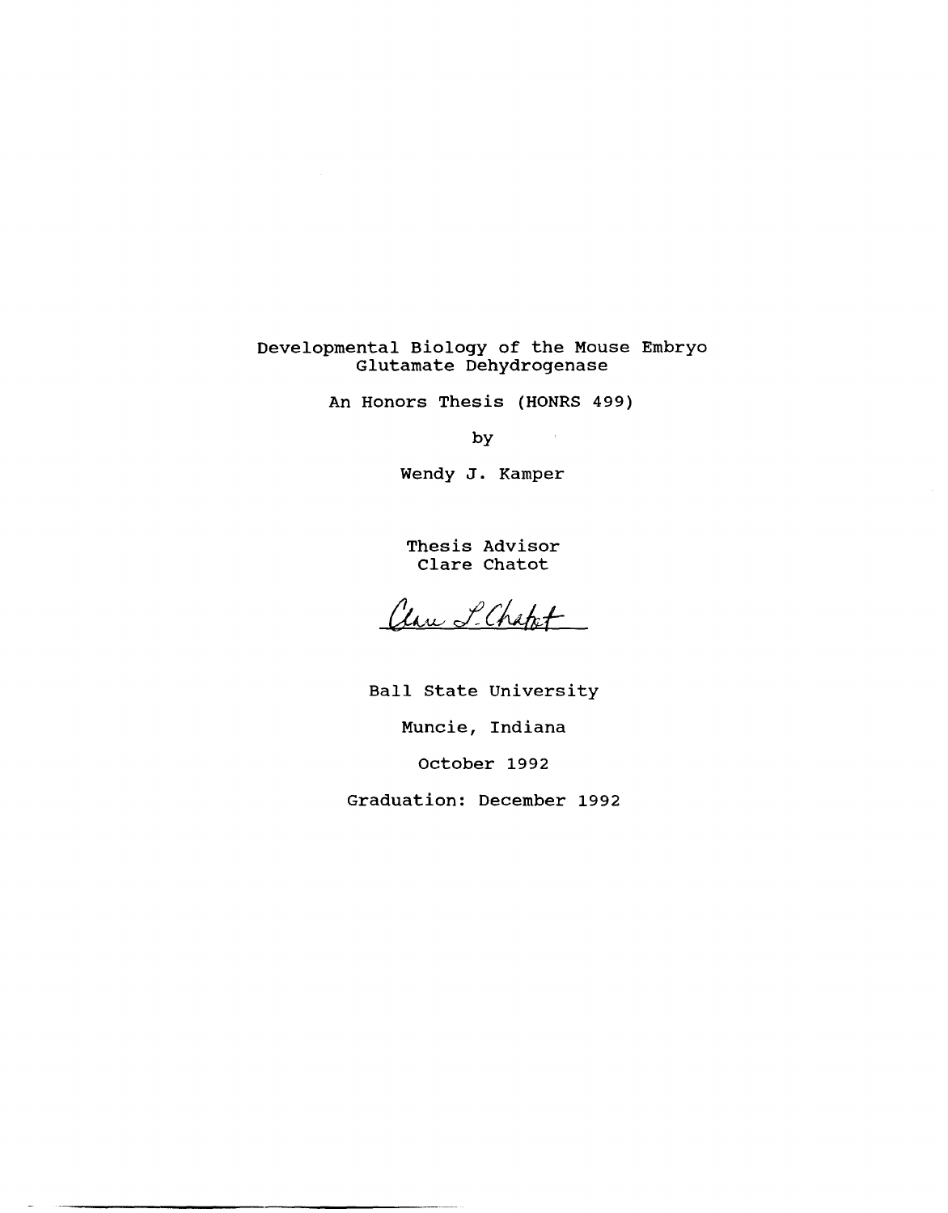# Developmental Biology of the Mouse Embryo Glutamate Dehydrogenase

An Honors Thesis (HONRS 499)

by

Wendy J. Kamper

Thesis Advisor
Clare Chatot

Clare L. Chatot

Ball State University

Muncie, Indiana

October 1992

Graduation: December 1992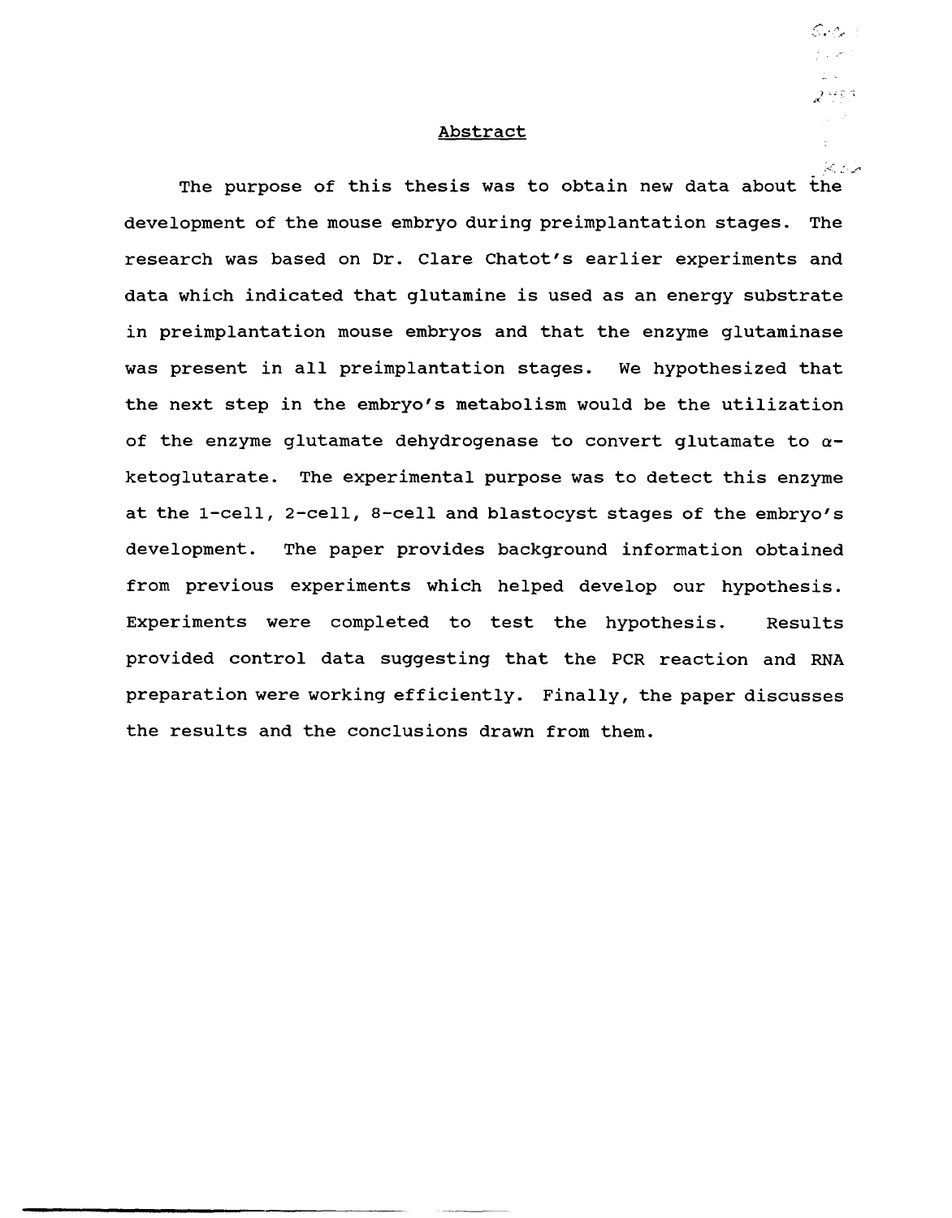## Abstract

The purpose of this thesis was to obtain new data about the development of the mouse embryo during preimplantation stages. The research was based on Dr. Clare Chatot's earlier experiments and data which indicated that glutamine is used as an energy substrate in preimplantation mouse embryos and that the enzyme glutaminase was present in all preimplantation stages. We hypothesized that the next step in the embryo's metabolism would be the utilization of the enzyme glutamate dehydrogenase to convert glutamate to $\alpha$-ketoglutarate. The experimental purpose was to detect this enzyme at the 1-cell, 2-cell, 8-cell and blastocyst stages of the embryo's development. The paper provides background information obtained from previous experiments which helped develop our hypothesis. Experiments were completed to test the hypothesis. Results provided control data suggesting that the PCR reaction and RNA preparation were working efficiently. Finally, the paper discusses the results and the conclusions drawn from them.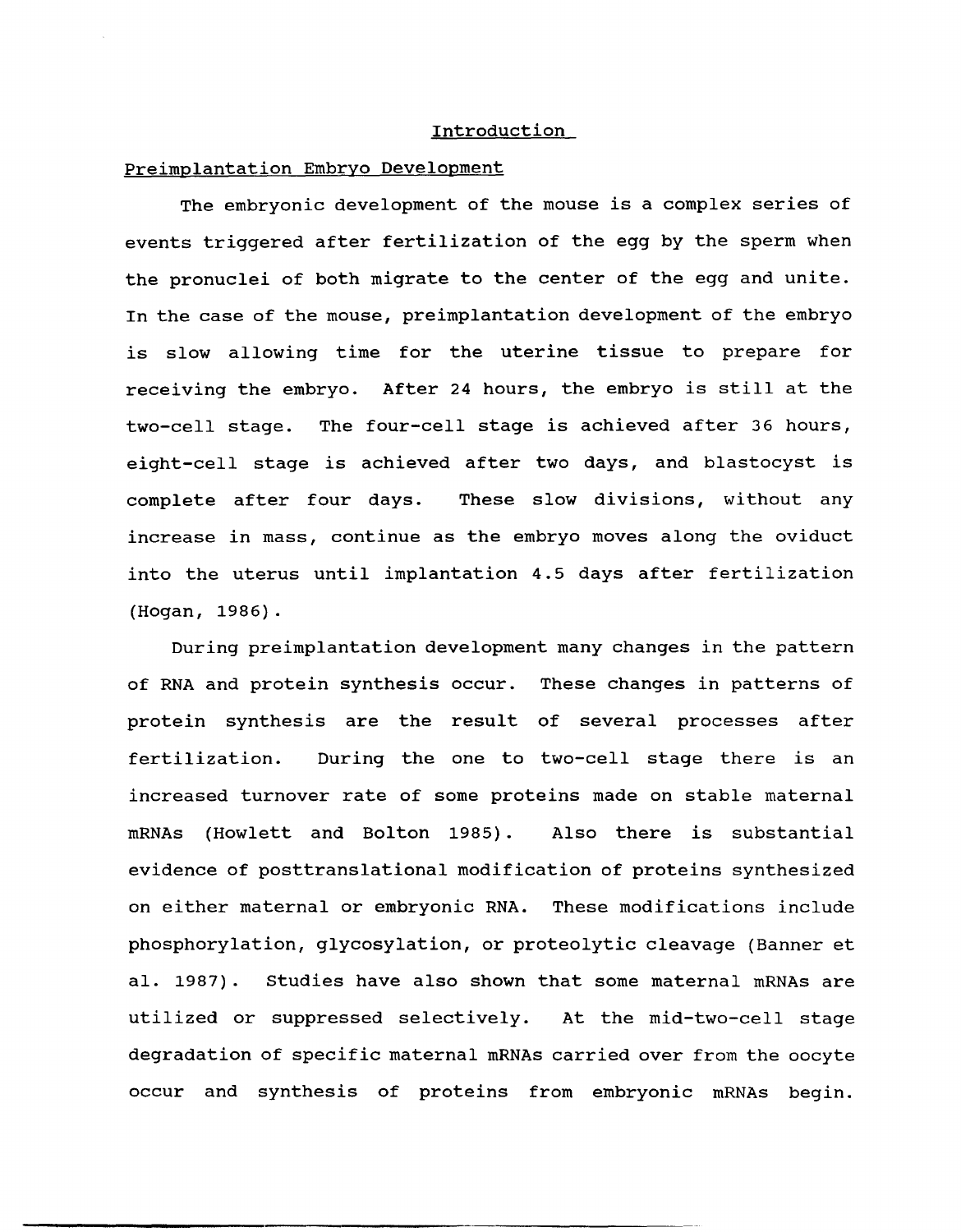# Introduction

## Preimplantation Embryo Development

The embryonic development of the mouse is a complex series of events triggered after fertilization of the egg by the sperm when the pronuclei of both migrate to the center of the egg and unite. In the case of the mouse, preimplantation development of the embryo is slow allowing time for the uterine tissue to prepare for receiving the embryo. After 24 hours, the embryo is still at the two-cell stage. The four-cell stage is achieved after 36 hours, eight-cell stage is achieved after two days, and blastocyst is complete after four days. These slow divisions, without any increase in mass, continue as the embryo moves along the oviduct into the uterus until implantation 4.5 days after fertilization (Hogan, 1986).

During preimplantation development many changes in the pattern of RNA and protein synthesis occur. These changes in patterns of protein synthesis are the result of several processes after fertilization. During the one to two-cell stage there is an increased turnover rate of some proteins made on stable maternal mRNAs (Howlett and Bolton 1985). Also there is substantial evidence of posttranslational modification of proteins synthesized on either maternal or embryonic RNA. These modifications include phosphorylation, glycosylation, or proteolytic cleavage (Banner et al. 1987). Studies have also shown that some maternal mRNAs are utilized or suppressed selectively. At the mid-two-cell stage degradation of specific maternal mRNAs carried over from the oocyte occur and synthesis of proteins from embryonic mRNAs begin.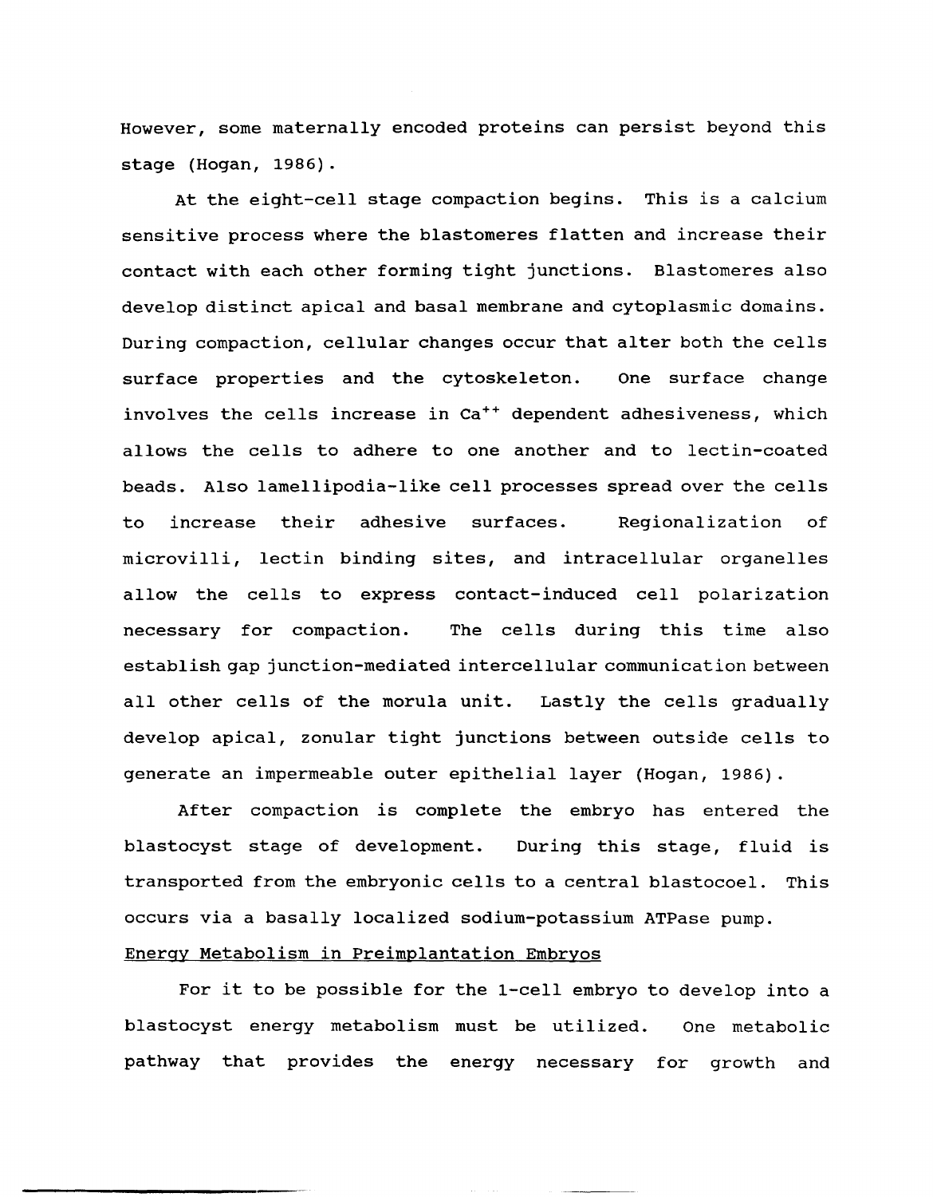However, some maternally encoded proteins can persist beyond this stage (Hogan, 1986).

At the eight-cell stage compaction begins. This is a calcium sensitive process where the blastomeres flatten and increase their contact with each other forming tight junctions. Blastomeres also develop distinct apical and basal membrane and cytoplasmic domains. During compaction, cellular changes occur that alter both the cells surface properties and the cytoskeleton. One surface change involves the cells increase in $Ca^{++}$ dependent adhesiveness, which allows the cells to adhere to one another and to lectin-coated beads. Also lamellipodia-like cell processes spread over the cells to increase their adhesive surfaces. Regionalization of microvilli, lectin binding sites, and intracellular organelles allow the cells to express contact-induced cell polarization necessary for compaction. The cells during this time also establish gap junction-mediated intercellular communication between all other cells of the morula unit. Lastly the cells gradually develop apical, zonular tight junctions between outside cells to generate an impermeable outer epithelial layer (Hogan, 1986).

After compaction is complete the embryo has entered the blastocyst stage of development. During this stage, fluid is transported from the embryonic cells to a central blastocoel. This occurs via a basally localized sodium-potassium ATPase pump.

## Energy Metabolism in Preimplantation Embryos

For it to be possible for the 1-cell embryo to develop into a blastocyst energy metabolism must be utilized. One metabolic pathway that provides the energy necessary for growth and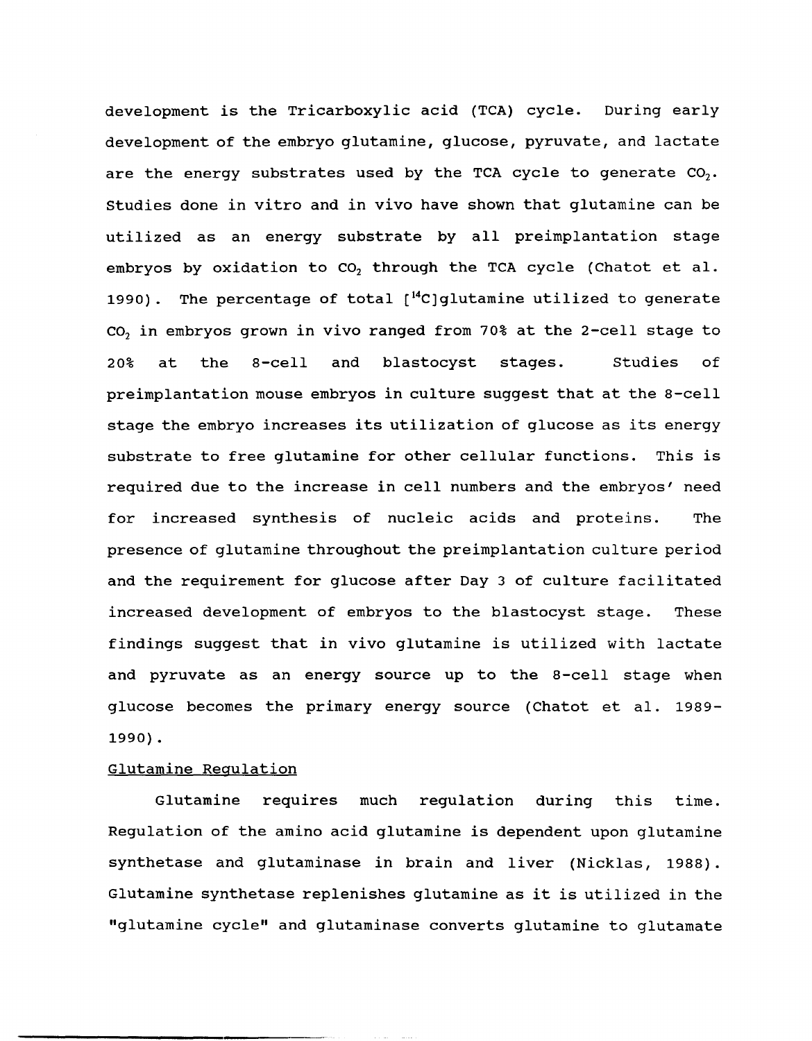development is the Tricarboxylic acid (TCA) cycle. During early development of the embryo glutamine, glucose, pyruvate, and lactate are the energy substrates used by the TCA cycle to generate $CO_2$. Studies done in vitro and in vivo have shown that glutamine can be utilized as an energy substrate by all preimplantation stage embryos by oxidation to $CO_2$ through the TCA cycle (Chatot et al. 1990). The percentage of total [$^{14}$C]glutamine utilized to generate $CO_2$ in embryos grown in vivo ranged from 70% at the 2-cell stage to 20% at the 8-cell and blastocyst stages. Studies of preimplantation mouse embryos in culture suggest that at the 8-cell stage the embryo increases its utilization of glucose as its energy substrate to free glutamine for other cellular functions. This is required due to the increase in cell numbers and the embryos' need for increased synthesis of nucleic acids and proteins. The presence of glutamine throughout the preimplantation culture period and the requirement for glucose after Day 3 of culture facilitated increased development of embryos to the blastocyst stage. These findings suggest that in vivo glutamine is utilized with lactate and pyruvate as an energy source up to the 8-cell stage when glucose becomes the primary energy source (Chatot et al. 1989-1990).

## Glutamine Regulation

Glutamine requires much regulation during this time. Regulation of the amino acid glutamine is dependent upon glutamine synthetase and glutaminase in brain and liver (Nicklas, 1988). Glutamine synthetase replenishes glutamine as it is utilized in the "glutamine cycle" and glutaminase converts glutamine to glutamate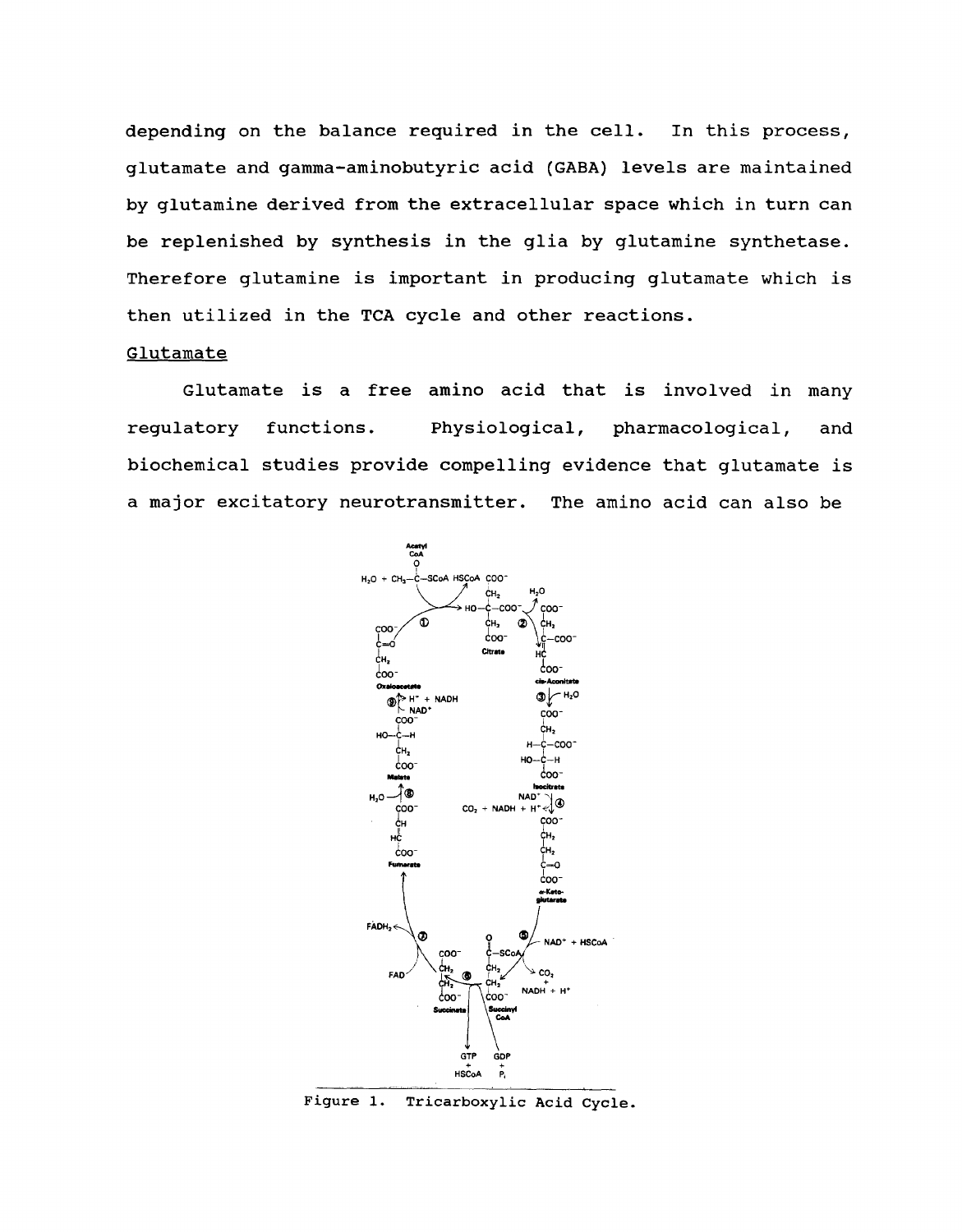depending on the balance required in the cell. In this process, glutamate and gamma-aminobutyric acid (GABA) levels are maintained by glutamine derived from the extracellular space which in turn can be replenished by synthesis in the glia by glutamine synthetase. Therefore glutamine is important in producing glutamate which is then utilized in the TCA cycle and other reactions.

## Glutamate

Glutamate is a free amino acid that is involved in many regulatory functions. Physiological, pharmacological, and biochemical studies provide compelling evidence that glutamate is a major excitatory neurotransmitter. The amino acid can also be

Figure 1. Tricarboxylic Acid Cycle.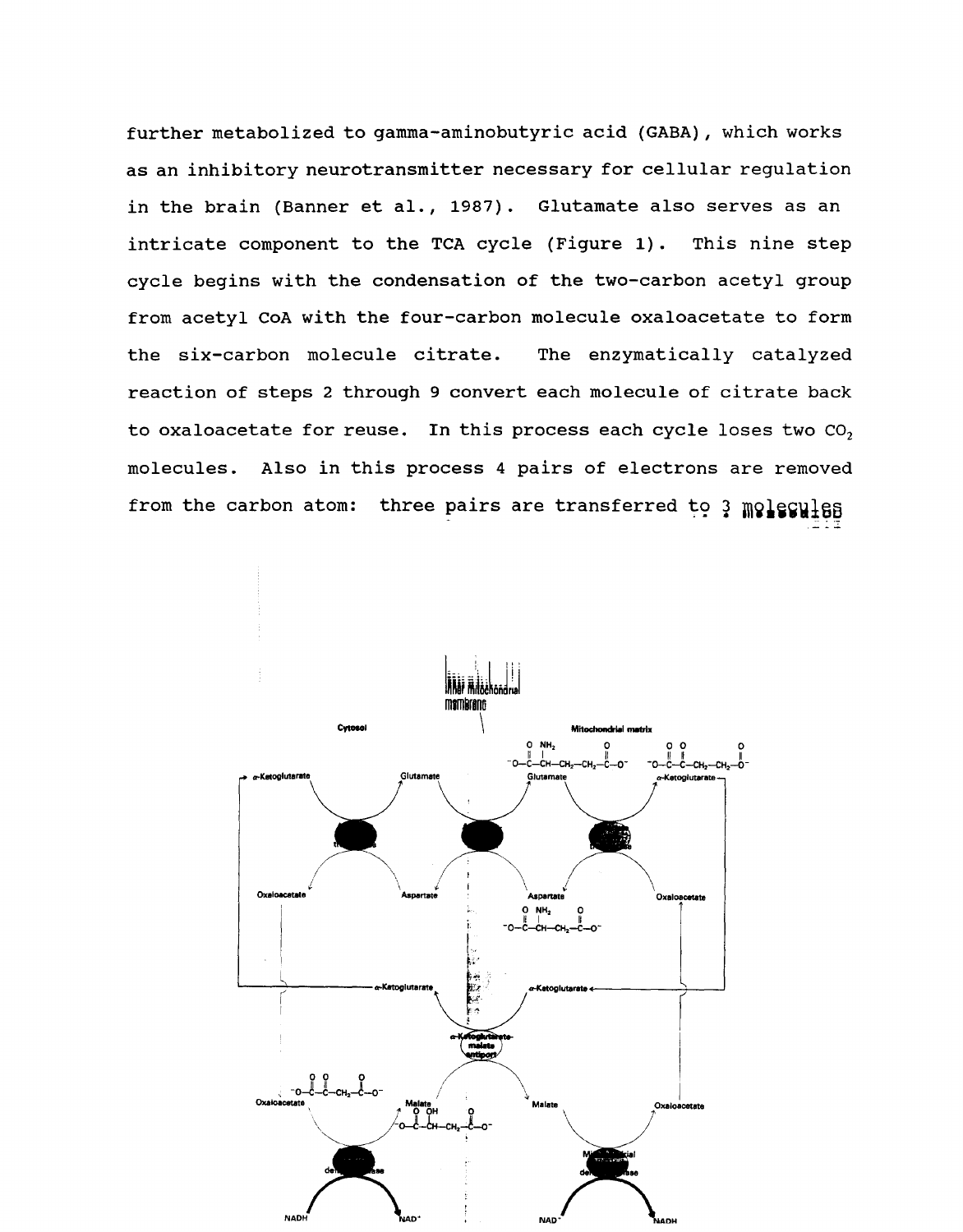further metabolized to gamma-aminobutyric acid (GABA), which works as an inhibitory neurotransmitter necessary for cellular regulation in the brain (Banner et al., 1987). Glutamate also serves as an intricate component to the TCA cycle (Figure 1). This nine step cycle begins with the condensation of the two-carbon acetyl group from acetyl CoA with the four-carbon molecule oxaloacetate to form the six-carbon molecule citrate. The enzymatically catalyzed reaction of steps 2 through 9 convert each molecule of citrate back to oxaloacetate for reuse. In this process each cycle loses two $CO_2$ molecules. Also in this process 4 pairs of electrons are removed from the carbon atom: three pairs are transferred to 3 molecules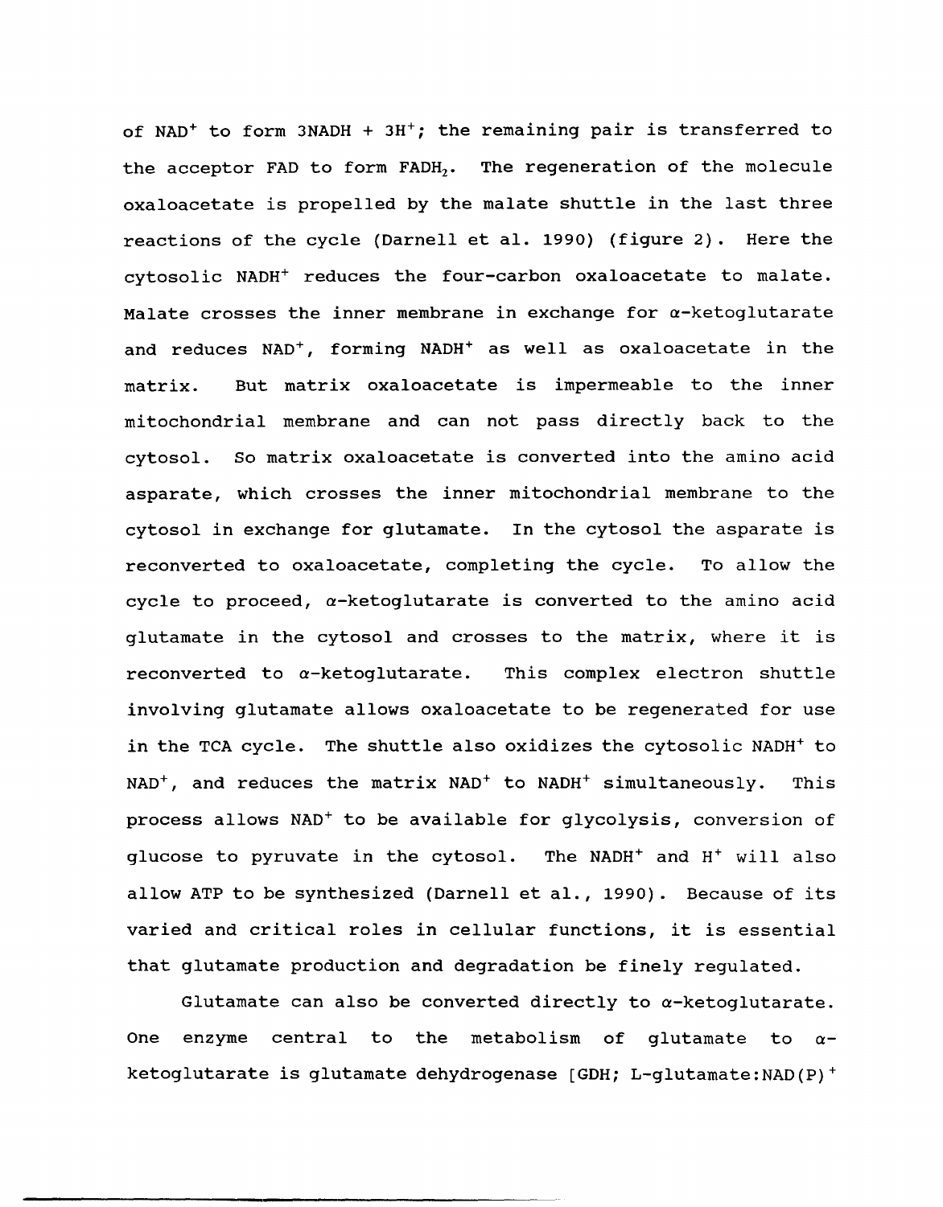of $NAD^+$ to form $3NADH + 3H^+$; the remaining pair is transferred to the acceptor FAD to form $FADH_2$. The regeneration of the molecule oxaloacetate is propelled by the malate shuttle in the last three reactions of the cycle (Darnell et al. 1990) (figure 2). Here the cytosolic $NADH^+$ reduces the four-carbon oxaloacetate to malate. Malate crosses the inner membrane in exchange for α-ketoglutarate and reduces $NAD^+$, forming $NADH^+$ as well as oxaloacetate in the matrix. But matrix oxaloacetate is impermeable to the inner mitochondrial membrane and can not pass directly back to the cytosol. So matrix oxaloacetate is converted into the amino acid asparate, which crosses the inner mitochondrial membrane to the cytosol in exchange for glutamate. In the cytosol the asparate is reconverted to oxaloacetate, completing the cycle. To allow the cycle to proceed, α-ketoglutarate is converted to the amino acid glutamate in the cytosol and crosses to the matrix, where it is reconverted to α-ketoglutarate. This complex electron shuttle involving glutamate allows oxaloacetate to be regenerated for use in the TCA cycle. The shuttle also oxidizes the cytosolic $NADH^+$ to $NAD^+$, and reduces the matrix $NAD^+$ to $NADH^+$ simultaneously. This process allows $NAD^+$ to be available for glycolysis, conversion of glucose to pyruvate in the cytosol. The $NADH^+$ and $H^+$ will also allow ATP to be synthesized (Darnell et al., 1990). Because of its varied and critical roles in cellular functions, it is essential that glutamate production and degradation be finely regulated.

Glutamate can also be converted directly to α-ketoglutarate. One enzyme central to the metabolism of glutamate to α-ketoglutarate is glutamate dehydrogenase [GDH; L-glutamate:$NAD(P)^+$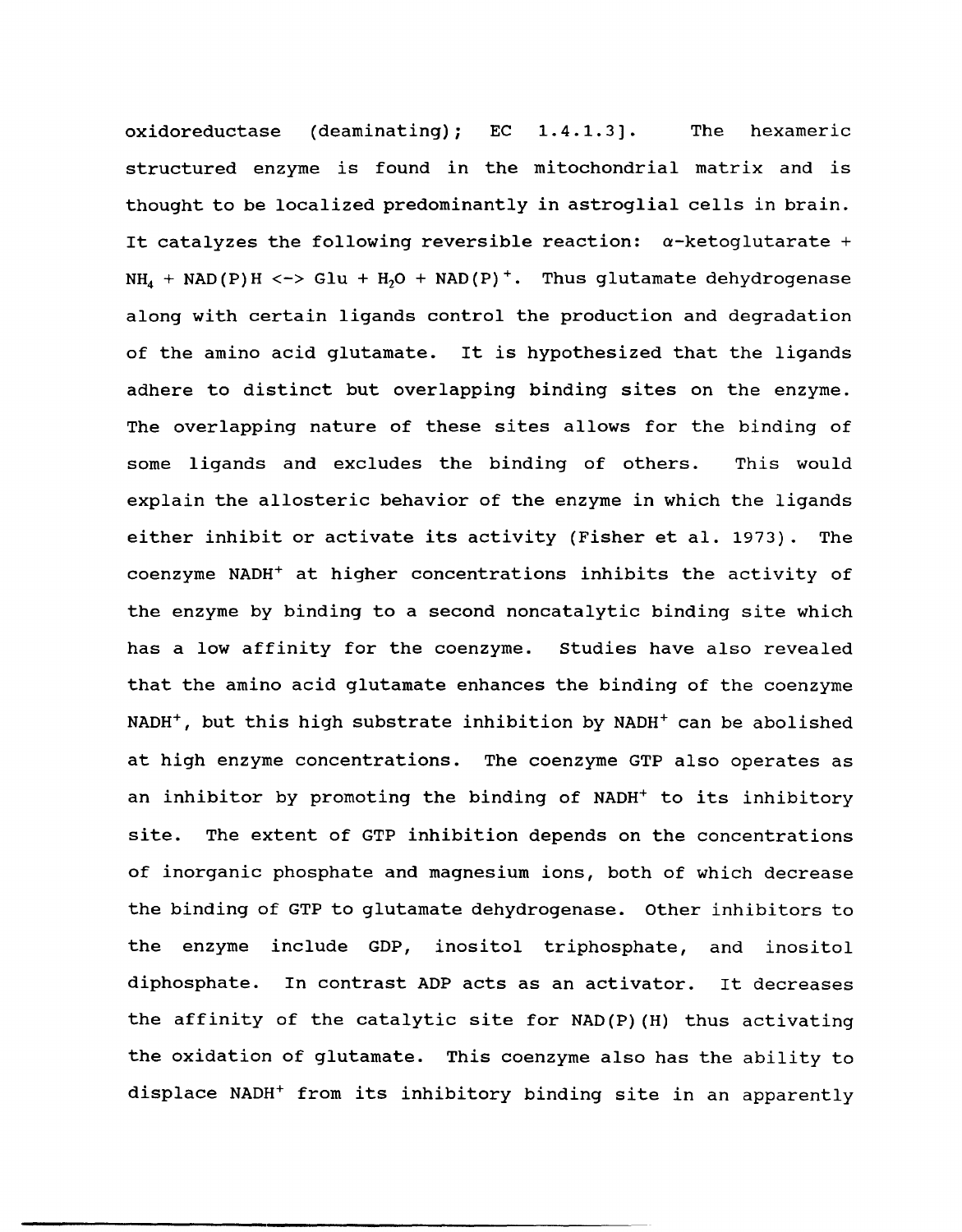oxidoreductase (deaminating); EC 1.4.1.3]. The hexameric structured enzyme is found in the mitochondrial matrix and is thought to be localized predominantly in astroglial cells in brain. It catalyzes the following reversible reaction: $\alpha$-ketoglutarate + $NH_4$ + NAD(P)H <-> Glu + $H_2O$ + $NAD(P)^+$. Thus glutamate dehydrogenase along with certain ligands control the production and degradation of the amino acid glutamate. It is hypothesized that the ligands adhere to distinct but overlapping binding sites on the enzyme. The overlapping nature of these sites allows for the binding of some ligands and excludes the binding of others. This would explain the allosteric behavior of the enzyme in which the ligands either inhibit or activate its activity (Fisher et al. 1973). The coenzyme $NADH^+$ at higher concentrations inhibits the activity of the enzyme by binding to a second noncatalytic binding site which has a low affinity for the coenzyme. Studies have also revealed that the amino acid glutamate enhances the binding of the coenzyme $NADH^+$, but this high substrate inhibition by $NADH^+$ can be abolished at high enzyme concentrations. The coenzyme GTP also operates as an inhibitor by promoting the binding of $NADH^+$ to its inhibitory site. The extent of GTP inhibition depends on the concentrations of inorganic phosphate and magnesium ions, both of which decrease the binding of GTP to glutamate dehydrogenase. Other inhibitors to the enzyme include GDP, inositol triphosphate, and inositol diphosphate. In contrast ADP acts as an activator. It decreases the affinity of the catalytic site for NAD(P)(H) thus activating the oxidation of glutamate. This coenzyme also has the ability to displace $NADH^+$ from its inhibitory binding site in an apparently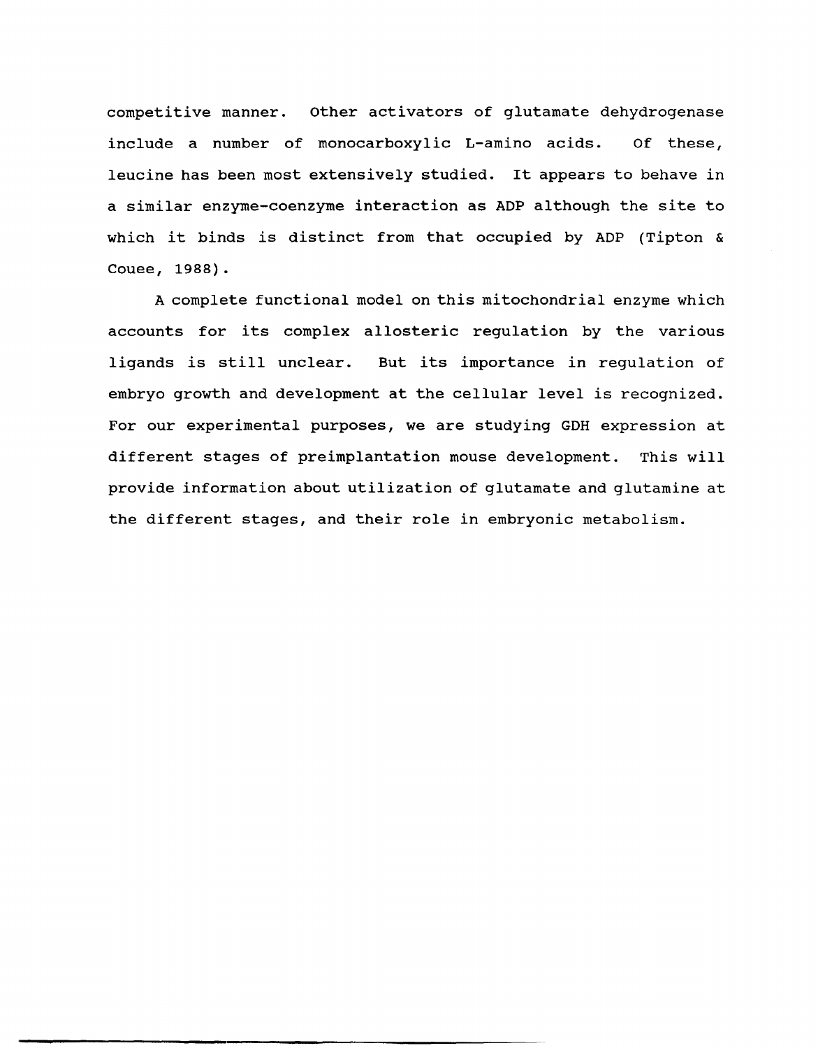competitive manner. Other activators of glutamate dehydrogenase include a number of monocarboxylic L-amino acids. Of these, leucine has been most extensively studied. It appears to behave in a similar enzyme-coenzyme interaction as ADP although the site to which it binds is distinct from that occupied by ADP (Tipton & Couee, 1988).

A complete functional model on this mitochondrial enzyme which accounts for its complex allosteric regulation by the various ligands is still unclear. But its importance in regulation of embryo growth and development at the cellular level is recognized. For our experimental purposes, we are studying GDH expression at different stages of preimplantation mouse development. This will provide information about utilization of glutamate and glutamine at the different stages, and their role in embryonic metabolism.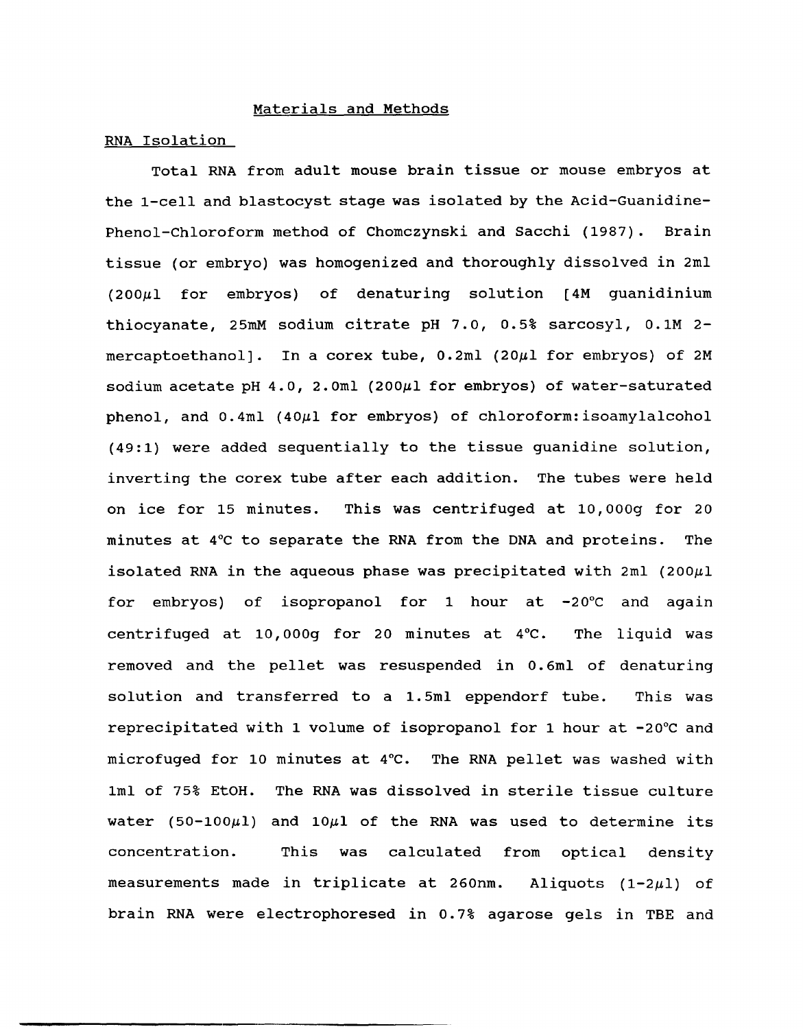## Materials and Methods

### RNA Isolation

Total RNA from adult mouse brain tissue or mouse embryos at the 1-cell and blastocyst stage was isolated by the Acid-Guanidine-Phenol-Chloroform method of Chomczynski and Sacchi (1987). Brain tissue (or embryo) was homogenized and thoroughly dissolved in 2ml (200μl for embryos) of denaturing solution [4M guanidinium thiocyanate, 25mM sodium citrate pH 7.0, 0.5% sarcosyl, 0.1M 2-mercaptoethanol]. In a corex tube, 0.2ml (20μl for embryos) of 2M sodium acetate pH 4.0, 2.0ml (200μl for embryos) of water-saturated phenol, and 0.4ml (40μl for embryos) of chloroform:isoamylalcohol (49:1) were added sequentially to the tissue guanidine solution, inverting the corex tube after each addition. The tubes were held on ice for 15 minutes. This was centrifuged at 10,000g for 20 minutes at 4°C to separate the RNA from the DNA and proteins. The isolated RNA in the aqueous phase was precipitated with 2ml (200μl for embryos) of isopropanol for 1 hour at -20°C and again centrifuged at 10,000g for 20 minutes at 4°C. The liquid was removed and the pellet was resuspended in 0.6ml of denaturing solution and transferred to a 1.5ml eppendorf tube. This was reprecipitated with 1 volume of isopropanol for 1 hour at -20°C and microfuged for 10 minutes at 4°C. The RNA pellet was washed with 1ml of 75% EtOH. The RNA was dissolved in sterile tissue culture water (50-100μl) and 10μl of the RNA was used to determine its concentration. This was calculated from optical density measurements made in triplicate at 260nm. Aliquots (1-2μl) of brain RNA were electrophoresed in 0.7% agarose gels in TBE and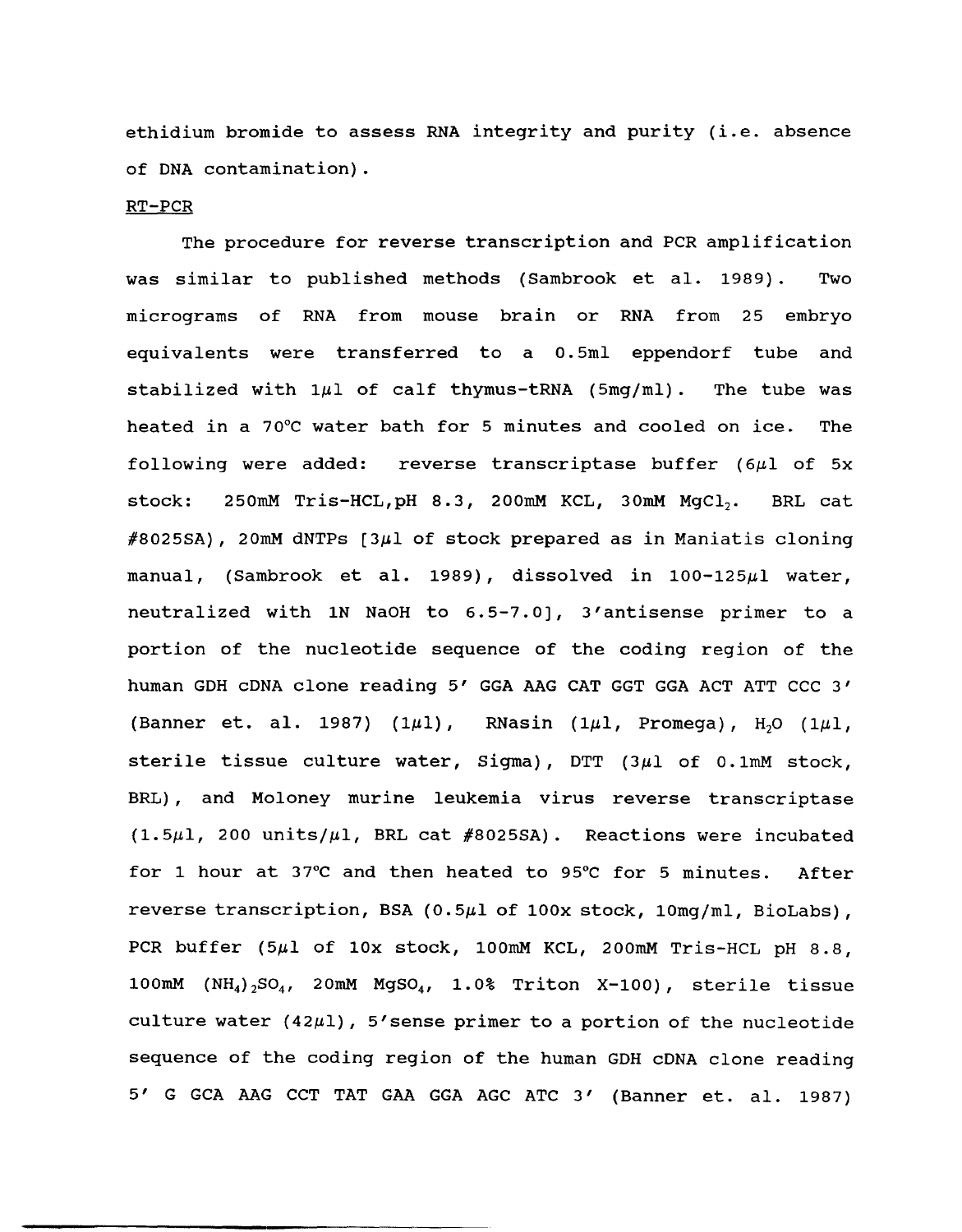ethidium bromide to assess RNA integrity and purity (i.e. absence of DNA contamination).

RT-PCR

The procedure for reverse transcription and PCR amplification was similar to published methods (Sambrook et al. 1989). Two micrograms of RNA from mouse brain or RNA from 25 embryo equivalents were transferred to a 0.5ml eppendorf tube and stabilized with 1$\mu$l of calf thymus-tRNA (5mg/ml). The tube was heated in a 70°C water bath for 5 minutes and cooled on ice. The following were added: reverse transcriptase buffer (6$\mu$l of 5x stock: 250mM Tris-HCL, pH 8.3, 200mM KCL, 30mM $MgCl_2$. BRL cat #8025SA), 20mM dNTPs [3$\mu$l of stock prepared as in Maniatis cloning manual, (Sambrook et al. 1989), dissolved in 100-125$\mu$l water, neutralized with 1N NaOH to 6.5-7.0], 3'antisense primer to a portion of the nucleotide sequence of the coding region of the human GDH cDNA clone reading 5' GGA AAG CAT GGT GGA ACT ATT CCC 3' (Banner et. al. 1987) (1$\mu$l), RNasin (1$\mu$l, Promega), $H_2O$ (1$\mu$l, sterile tissue culture water, Sigma), DTT (3$\mu$l of 0.1mM stock, BRL), and Moloney murine leukemia virus reverse transcriptase (1.5$\mu$l, 200 units/$\mu$l, BRL cat #8025SA). Reactions were incubated for 1 hour at 37°C and then heated to 95°C for 5 minutes. After reverse transcription, BSA (0.5$\mu$l of 100x stock, 10mg/ml, BioLabs), PCR buffer (5$\mu$l of 10x stock, 100mM KCL, 200mM Tris-HCL pH 8.8, 100mM $(NH_4)_2SO_4$, 20mM $MgSO_4$, 1.0% Triton X-100), sterile tissue culture water (42$\mu$l), 5'sense primer to a portion of the nucleotide sequence of the coding region of the human GDH cDNA clone reading 5' G GCA AAG CCT TAT GAA GGA AGC ATC 3' (Banner et. al. 1987)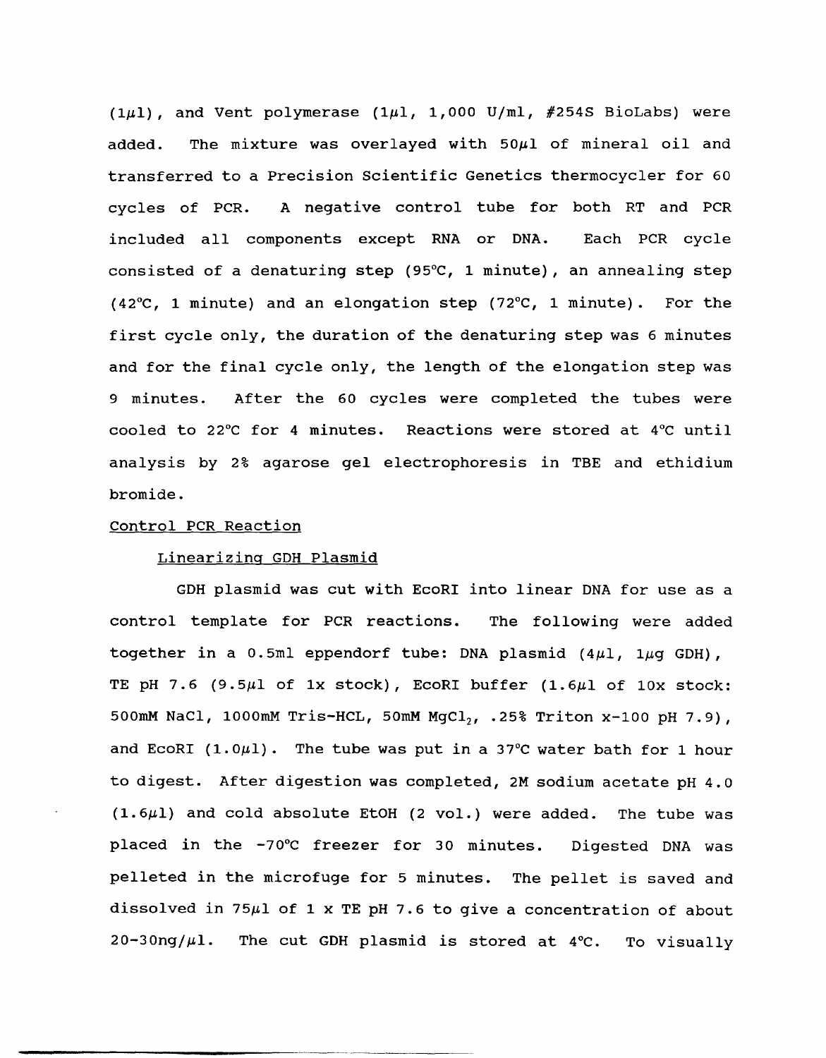(1$\mu$l), and Vent polymerase (1$\mu$l, 1,000 U/ml, #254S BioLabs) were added. The mixture was overlayed with 50$\mu$l of mineral oil and transferred to a Precision Scientific Genetics thermocycler for 60 cycles of PCR. A negative control tube for both RT and PCR included all components except RNA or DNA. Each PCR cycle consisted of a denaturing step (95°C, 1 minute), an annealing step (42°C, 1 minute) and an elongation step (72°C, 1 minute). For the first cycle only, the duration of the denaturing step was 6 minutes and for the final cycle only, the length of the elongation step was 9 minutes. After the 60 cycles were completed the tubes were cooled to 22°C for 4 minutes. Reactions were stored at 4°C until analysis by 2% agarose gel electrophoresis in TBE and ethidium bromide.

Control PCR Reaction

Linearizing GDH Plasmid

GDH plasmid was cut with EcoRI into linear DNA for use as a control template for PCR reactions. The following were added together in a 0.5ml eppendorf tube: DNA plasmid (4$\mu$l, 1$\mu$g GDH), TE pH 7.6 (9.5$\mu$l of 1x stock), EcoRI buffer (1.6$\mu$l of 10x stock: 500mM NaCl, 1000mM Tris-HCL, 50mM $MgCl_2$, .25% Triton x-100 pH 7.9), and EcoRI (1.0$\mu$l). The tube was put in a 37°C water bath for 1 hour to digest. After digestion was completed, 2M sodium acetate pH 4.0 (1.6$\mu$l) and cold absolute EtOH (2 vol.) were added. The tube was placed in the -70°C freezer for 30 minutes. Digested DNA was pelleted in the microfuge for 5 minutes. The pellet is saved and dissolved in 75$\mu$l of 1 x TE pH 7.6 to give a concentration of about 20-30ng/$\mu$l. The cut GDH plasmid is stored at 4°C. To visually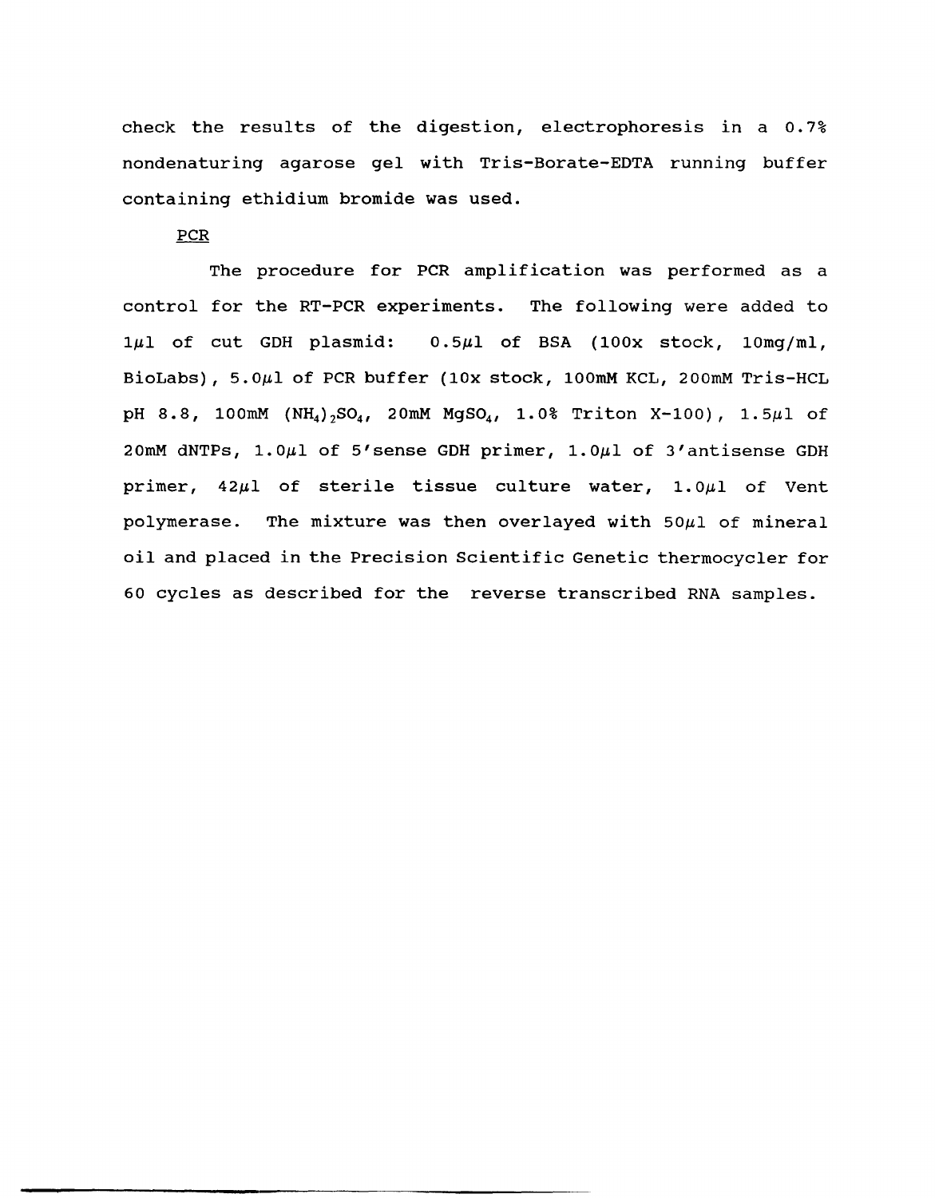check the results of the digestion, electrophoresis in a 0.7% nondenaturing agarose gel with Tris-Borate-EDTA running buffer containing ethidium bromide was used.

PCR

The procedure for PCR amplification was performed as a control for the RT-PCR experiments. The following were added to 1$\mu$l of cut GDH plasmid: 0.5$\mu$l of BSA (100x stock, 10mg/ml, BioLabs), 5.0$\mu$l of PCR buffer (10x stock, 100mM KCL, 200mM Tris-HCL pH 8.8, 100mM $(NH_4)_2SO_4$, 20mM $MgSO_4$, 1.0% Triton X-100), 1.5$\mu$l of 20mM dNTPs, 1.0$\mu$l of 5'sense GDH primer, 1.0$\mu$l of 3'antisense GDH primer, 42$\mu$l of sterile tissue culture water, 1.0$\mu$l of Vent polymerase. The mixture was then overlayed with 50$\mu$l of mineral oil and placed in the Precision Scientific Genetic thermocycler for 60 cycles as described for the reverse transcribed RNA samples.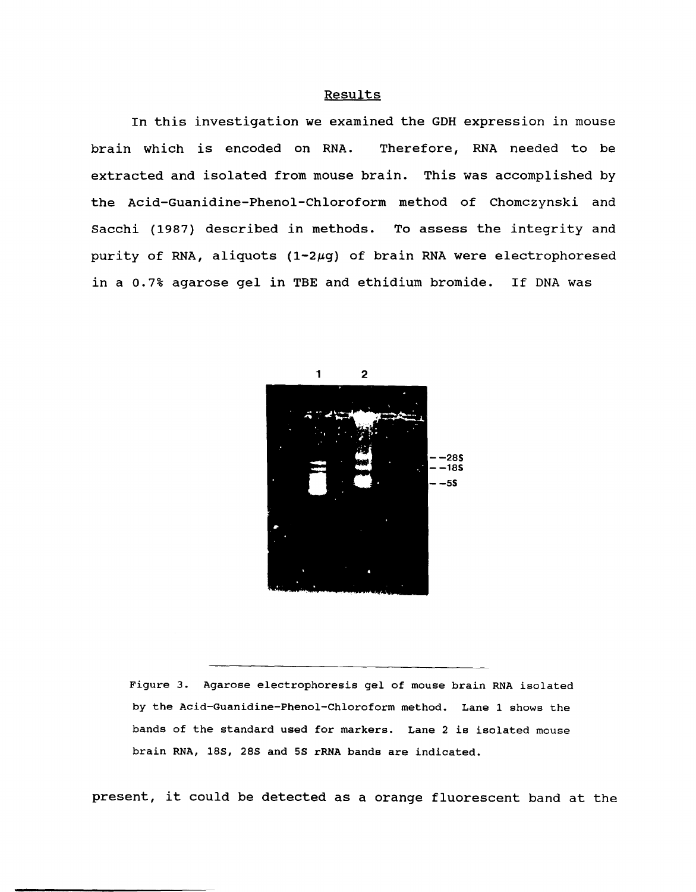## Results

In this investigation we examined the GDH expression in mouse brain which is encoded on RNA. Therefore, RNA needed to be extracted and isolated from mouse brain. This was accomplished by the Acid-Guanidine-Phenol-Chloroform method of Chomczynski and Sacchi (1987) described in methods. To assess the integrity and purity of RNA, aliquots (1-2$\mu$g) of brain RNA were electrophoresed in a 0.7% agarose gel in TBE and ethidium bromide. If DNA was

Figure 3. Agarose electrophoresis gel of mouse brain RNA isolated by the Acid-Guanidine-Phenol-Chloroform method. Lane 1 shows the bands of the standard used for markers. Lane 2 is isolated mouse brain RNA, 18S, 28S and 5S rRNA bands are indicated.

present, it could be detected as a orange fluorescent band at the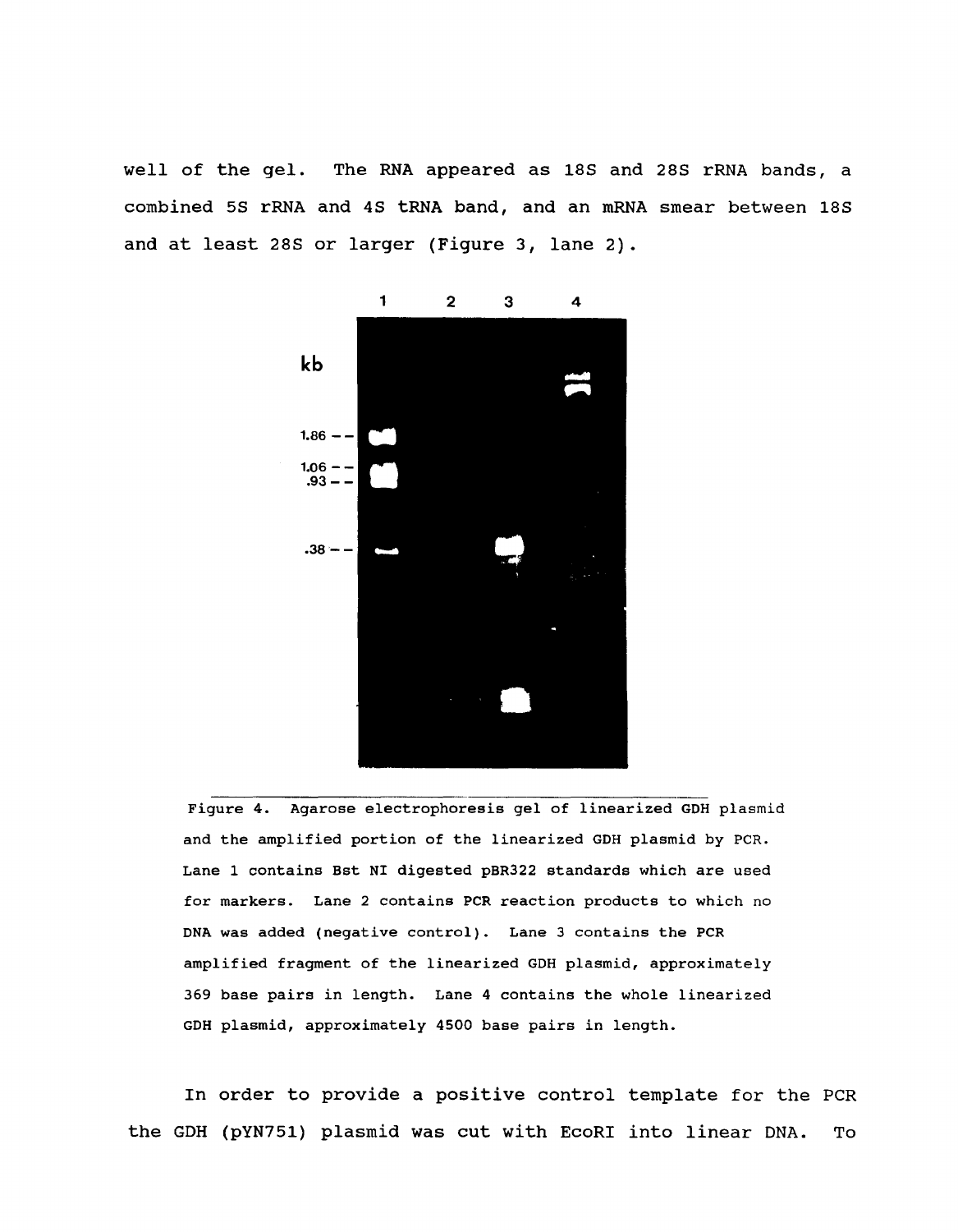well of the gel. The RNA appeared as 18S and 28S rRNA bands, a combined 5S rRNA and 4S tRNA band, and an mRNA smear between 18S and at least 28S or larger (Figure 3, lane 2).

Figure 4. Agarose electrophoresis gel of linearized GDH plasmid and the amplified portion of the linearized GDH plasmid by PCR. Lane 1 contains Bst NI digested pBR322 standards which are used for markers. Lane 2 contains PCR reaction products to which no DNA was added (negative control). Lane 3 contains the PCR amplified fragment of the linearized GDH plasmid, approximately 369 base pairs in length. Lane 4 contains the whole linearized GDH plasmid, approximately 4500 base pairs in length.

In order to provide a positive control template for the PCR the GDH (pYN751) plasmid was cut with EcoRI into linear DNA. To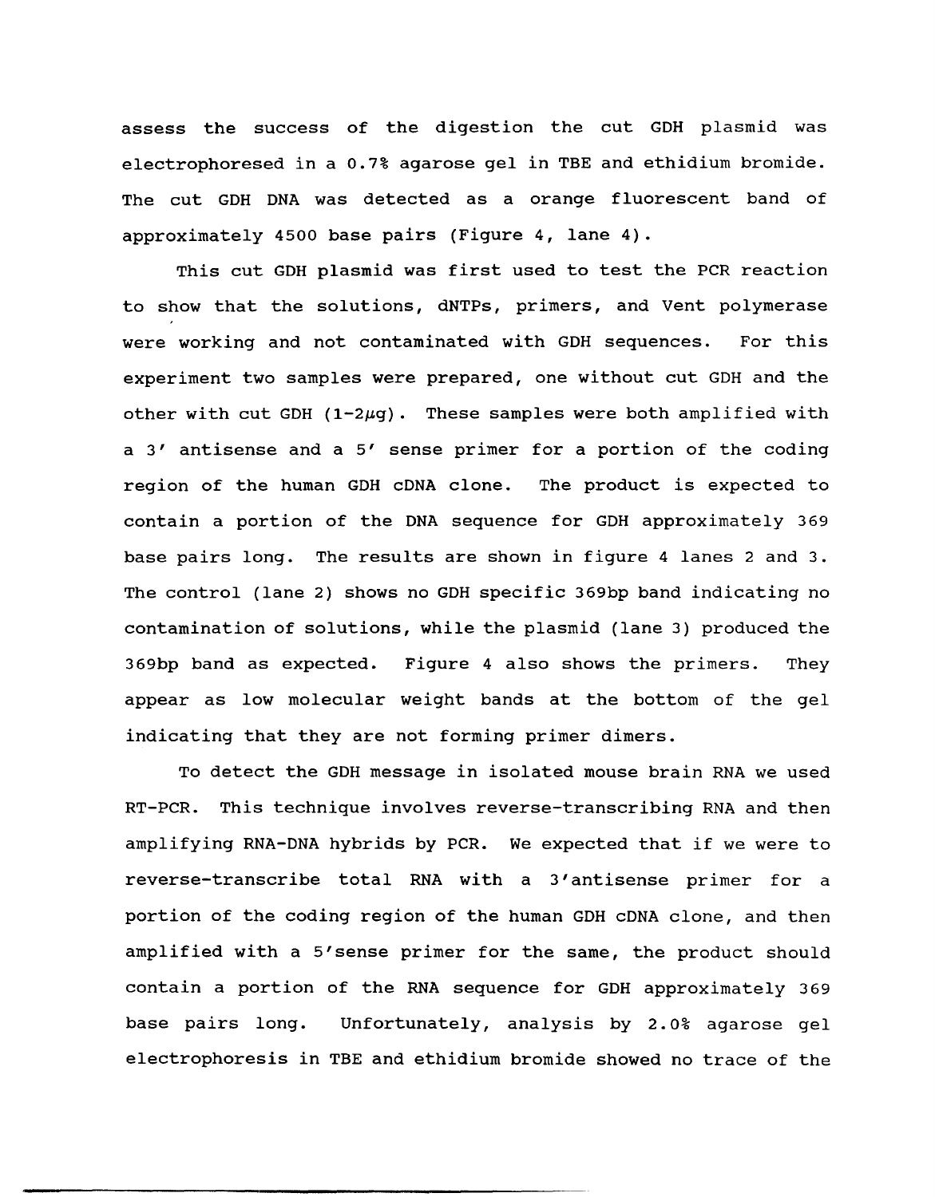assess the success of the digestion the cut GDH plasmid was electrophoresed in a 0.7% agarose gel in TBE and ethidium bromide. The cut GDH DNA was detected as a orange fluorescent band of approximately 4500 base pairs (Figure 4, lane 4).

This cut GDH plasmid was first used to test the PCR reaction to show that the solutions, dNTPs, primers, and Vent polymerase were working and not contaminated with GDH sequences. For this experiment two samples were prepared, one without cut GDH and the other with cut GDH (1-2$\mu$g). These samples were both amplified with a 3′ antisense and a 5′ sense primer for a portion of the coding region of the human GDH cDNA clone. The product is expected to contain a portion of the DNA sequence for GDH approximately 369 base pairs long. The results are shown in figure 4 lanes 2 and 3. The control (lane 2) shows no GDH specific 369bp band indicating no contamination of solutions, while the plasmid (lane 3) produced the 369bp band as expected. Figure 4 also shows the primers. They appear as low molecular weight bands at the bottom of the gel indicating that they are not forming primer dimers.

To detect the GDH message in isolated mouse brain RNA we used RT-PCR. This technique involves reverse-transcribing RNA and then amplifying RNA-DNA hybrids by PCR. We expected that if we were to reverse-transcribe total RNA with a 3′antisense primer for a portion of the coding region of the human GDH cDNA clone, and then amplified with a 5′sense primer for the same, the product should contain a portion of the RNA sequence for GDH approximately 369 base pairs long. Unfortunately, analysis by 2.0% agarose gel electrophoresis in TBE and ethidium bromide showed no trace of the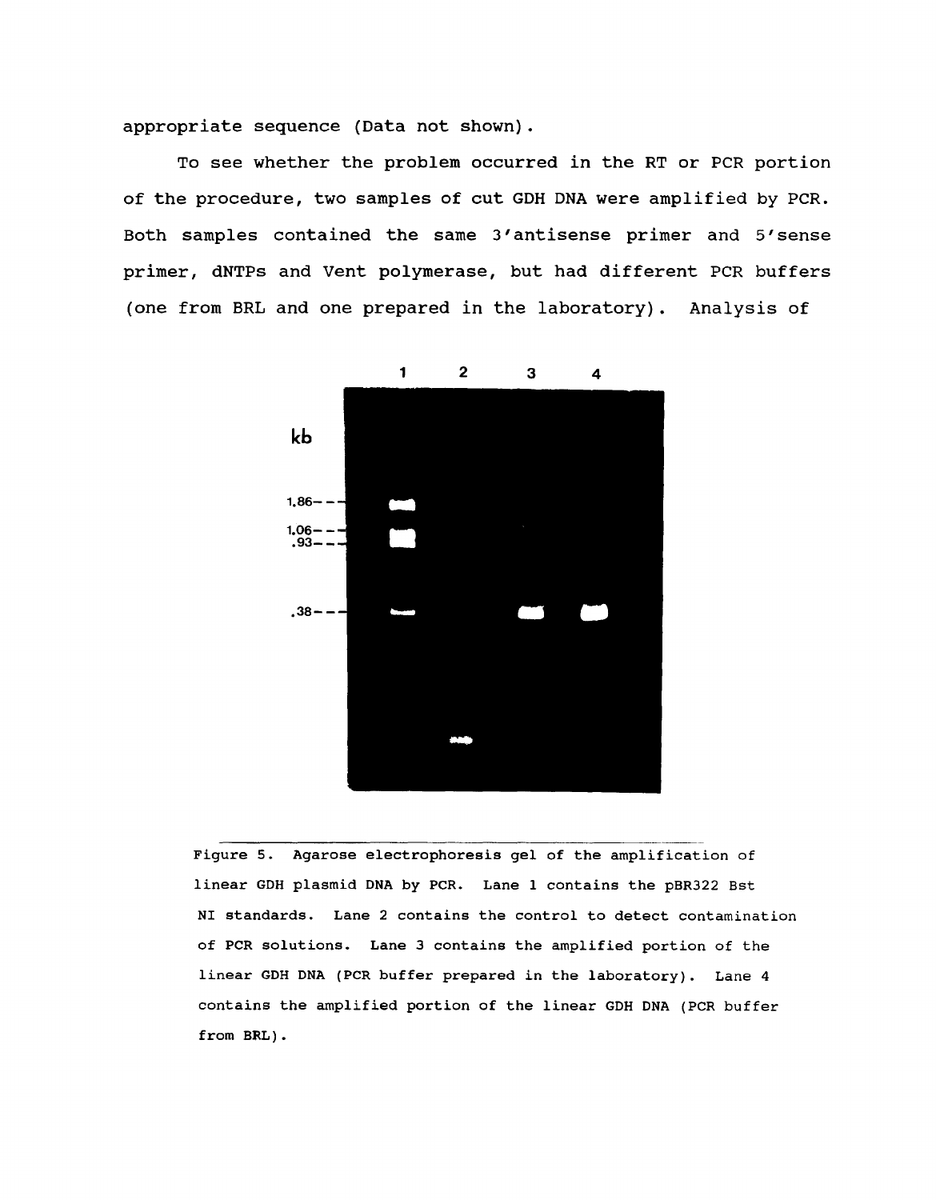appropriate sequence (Data not shown).

To see whether the problem occurred in the RT or PCR portion of the procedure, two samples of cut GDH DNA were amplified by PCR. Both samples contained the same 3'antisense primer and 5'sense primer, dNTPs and Vent polymerase, but had different PCR buffers (one from BRL and one prepared in the laboratory). Analysis of

Figure 5. Agarose electrophoresis gel of the amplification of linear GDH plasmid DNA by PCR. Lane 1 contains the pBR322 Bst NI standards. Lane 2 contains the control to detect contamination of PCR solutions. Lane 3 contains the amplified portion of the linear GDH DNA (PCR buffer prepared in the laboratory). Lane 4 contains the amplified portion of the linear GDH DNA (PCR buffer from BRL).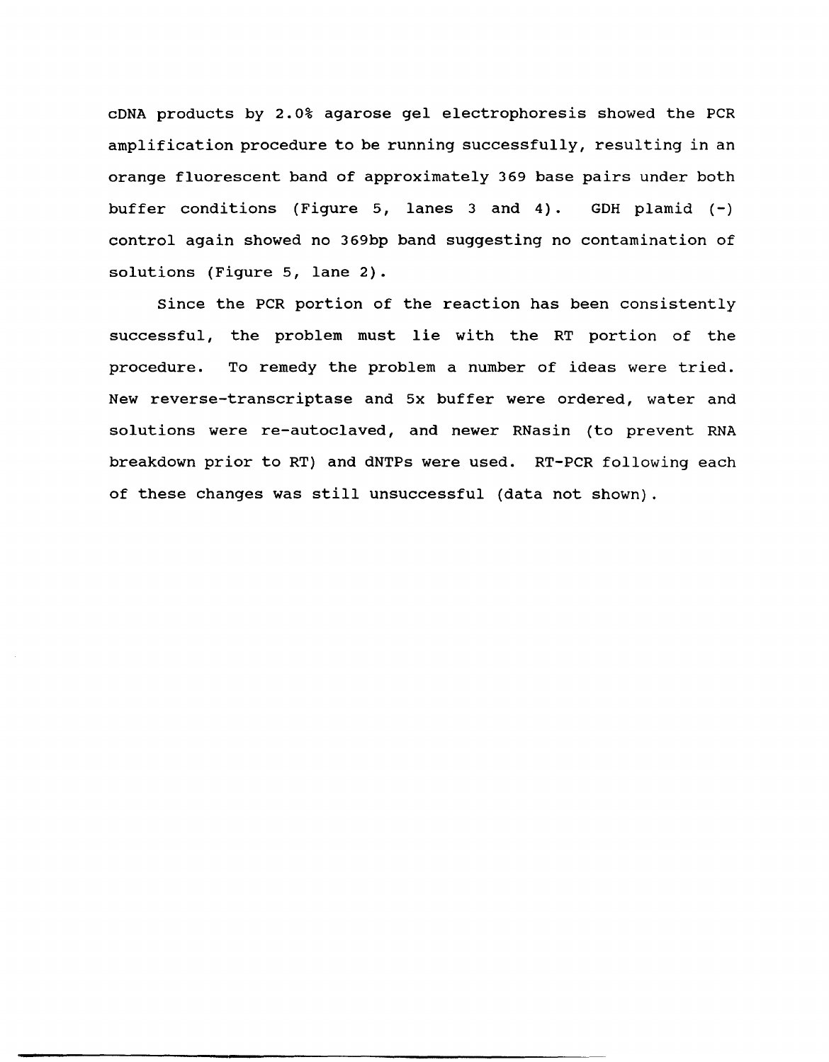cDNA products by 2.0% agarose gel electrophoresis showed the PCR amplification procedure to be running successfully, resulting in an orange fluorescent band of approximately 369 base pairs under both buffer conditions (Figure 5, lanes 3 and 4). GDH plamid (-) control again showed no 369bp band suggesting no contamination of solutions (Figure 5, lane 2).

Since the PCR portion of the reaction has been consistently successful, the problem must lie with the RT portion of the procedure. To remedy the problem a number of ideas were tried. New reverse-transcriptase and 5x buffer were ordered, water and solutions were re-autoclaved, and newer RNasin (to prevent RNA breakdown prior to RT) and dNTPs were used. RT-PCR following each of these changes was still unsuccessful (data not shown).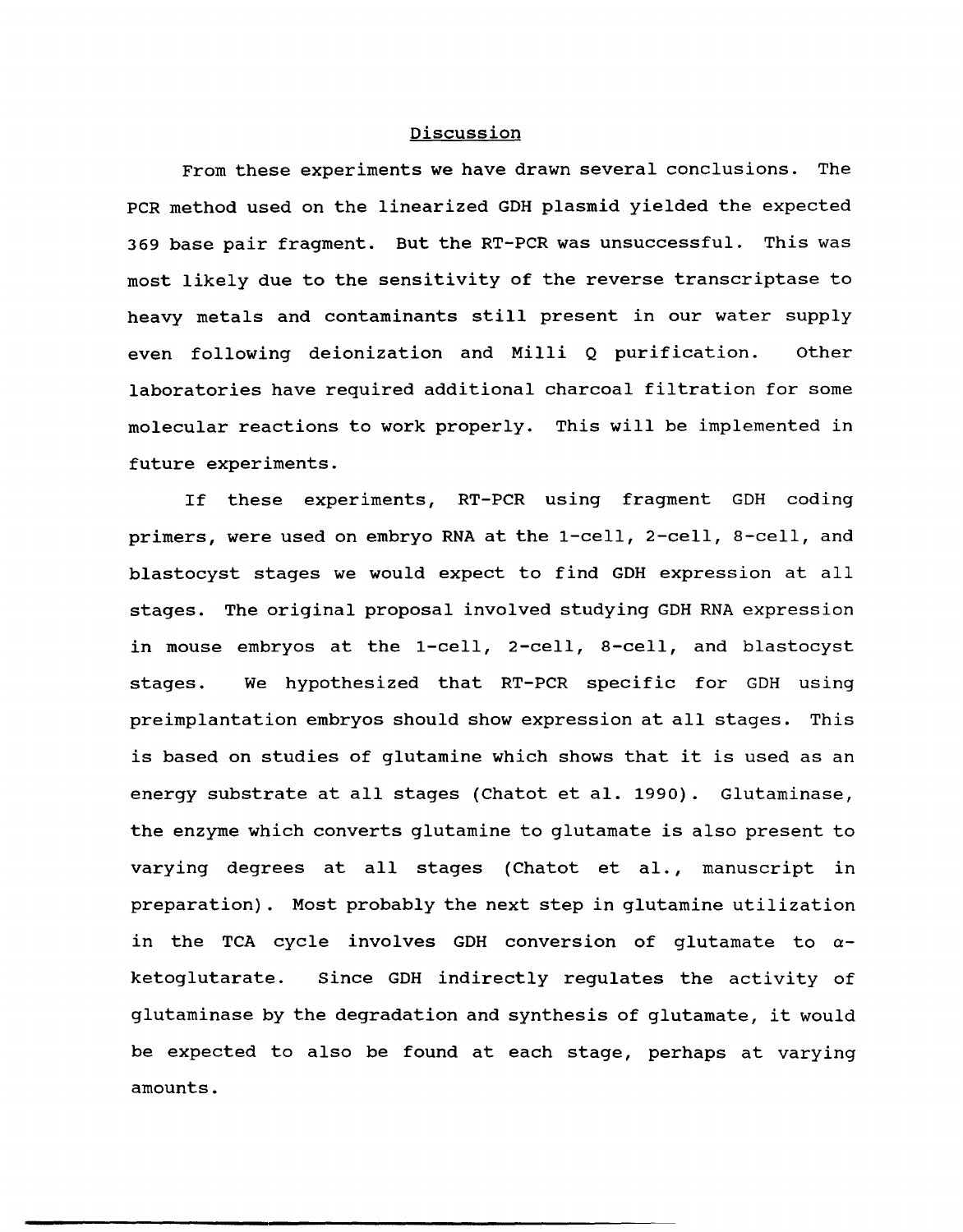## Discussion

From these experiments we have drawn several conclusions. The PCR method used on the linearized GDH plasmid yielded the expected 369 base pair fragment. But the RT-PCR was unsuccessful. This was most likely due to the sensitivity of the reverse transcriptase to heavy metals and contaminants still present in our water supply even following deionization and Milli Q purification. Other laboratories have required additional charcoal filtration for some molecular reactions to work properly. This will be implemented in future experiments.

If these experiments, RT-PCR using fragment GDH coding primers, were used on embryo RNA at the 1-cell, 2-cell, 8-cell, and blastocyst stages we would expect to find GDH expression at all stages. The original proposal involved studying GDH RNA expression in mouse embryos at the 1-cell, 2-cell, 8-cell, and blastocyst stages. We hypothesized that RT-PCR specific for GDH using preimplantation embryos should show expression at all stages. This is based on studies of glutamine which shows that it is used as an energy substrate at all stages (Chatot et al. 1990). Glutaminase, the enzyme which converts glutamine to glutamate is also present to varying degrees at all stages (Chatot et al., manuscript in preparation). Most probably the next step in glutamine utilization in the TCA cycle involves GDH conversion of glutamate to $\alpha$-ketoglutarate. Since GDH indirectly regulates the activity of glutaminase by the degradation and synthesis of glutamate, it would be expected to also be found at each stage, perhaps at varying amounts.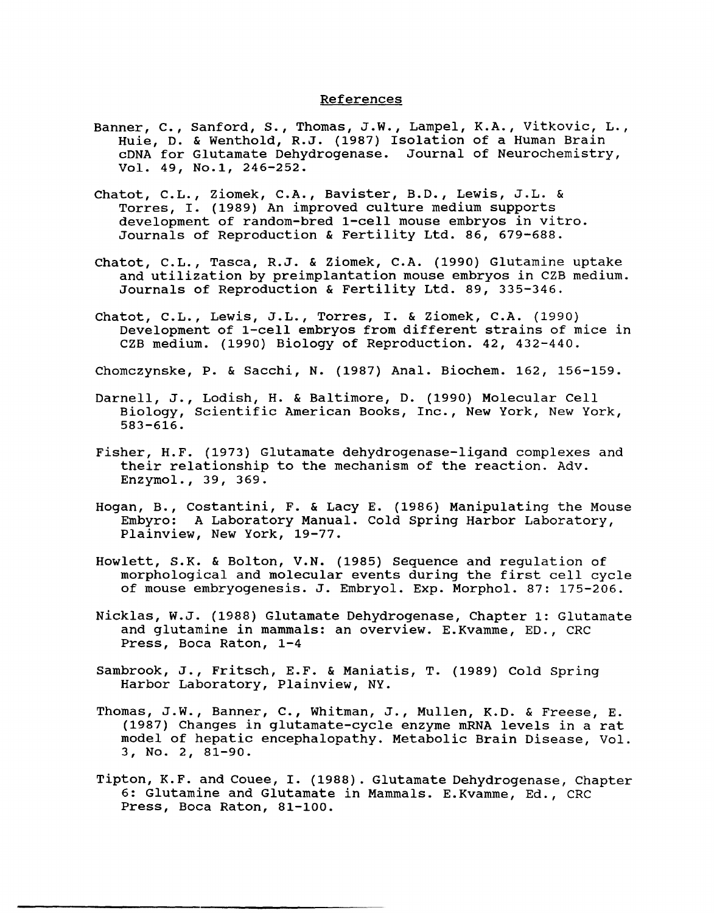## References

Banner, C., Sanford, S., Thomas, J.W., Lampel, K.A., Vitkovic, L., Huie, D. & Wenthold, R.J. (1987) Isolation of a Human Brain cDNA for Glutamate Dehydrogenase. Journal of Neurochemistry, Vol. 49, No.1, 246-252.

Chatot, C.L., Ziomek, C.A., Bavister, B.D., Lewis, J.L. & Torres, I. (1989) An improved culture medium supports development of random-bred 1-cell mouse embryos in vitro. Journals of Reproduction & Fertility Ltd. 86, 679-688.

Chatot, C.L., Tasca, R.J. & Ziomek, C.A. (1990) Glutamine uptake and utilization by preimplantation mouse embryos in CZB medium. Journals of Reproduction & Fertility Ltd. 89, 335-346.

Chatot, C.L., Lewis, J.L., Torres, I. & Ziomek, C.A. (1990) Development of 1-cell embryos from different strains of mice in CZB medium. (1990) Biology of Reproduction. 42, 432-440.

Chomczynske, P. & Sacchi, N. (1987) Anal. Biochem. 162, 156-159.

Darnell, J., Lodish, H. & Baltimore, D. (1990) Molecular Cell Biology, Scientific American Books, Inc., New York, New York, 583-616.

Fisher, H.F. (1973) Glutamate dehydrogenase-ligand complexes and their relationship to the mechanism of the reaction. Adv. Enzymol., 39, 369.

Hogan, B., Costantini, F. & Lacy E. (1986) Manipulating the Mouse Embyro: A Laboratory Manual. Cold Spring Harbor Laboratory, Plainview, New York, 19-77.

Howlett, S.K. & Bolton, V.N. (1985) Sequence and regulation of morphological and molecular events during the first cell cycle of mouse embryogenesis. J. Embryol. Exp. Morphol. 87: 175-206.

Nicklas, W.J. (1988) Glutamate Dehydrogenase, Chapter 1: Glutamate and glutamine in mammals: an overview. E.Kvamme, ED., CRC Press, Boca Raton, 1-4

Sambrook, J., Fritsch, E.F. & Maniatis, T. (1989) Cold Spring Harbor Laboratory, Plainview, NY.

Thomas, J.W., Banner, C., Whitman, J., Mullen, K.D. & Freese, E. (1987) Changes in glutamate-cycle enzyme mRNA levels in a rat model of hepatic encephalopathy. Metabolic Brain Disease, Vol. 3, No. 2, 81-90.

Tipton, K.F. and Couee, I. (1988). Glutamate Dehydrogenase, Chapter 6: Glutamine and Glutamate in Mammals. E.Kvamme, Ed., CRC Press, Boca Raton, 81-100.